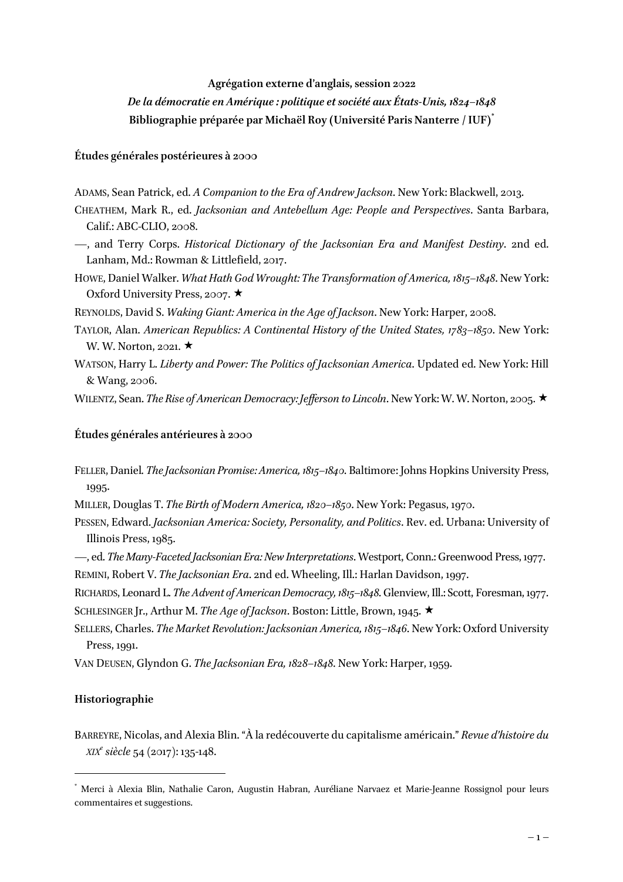**Agrégation externe d'anglais, session 2022**

***De la démocratie en Amérique : politique et société aux États-Unis, 1824–1848***

**Bibliographie préparée par Michaël Roy (Université Paris Nanterre / IUF)**[*]

## Études générales postérieures à 2000

ADAMS, Sean Patrick, ed. *A Companion to the Era of Andrew Jackson*. New York: Blackwell, 2013.

CHEATHEM, Mark R., ed. *Jacksonian and Antebellum Age: People and Perspectives*. Santa Barbara, Calif.: ABC-CLIO, 2008.

—, and Terry Corps. *Historical Dictionary of the Jacksonian Era and Manifest Destiny*. 2nd ed. Lanham, Md.: Rowman & Littlefield, 2017.

HOWE, Daniel Walker. *What Hath God Wrought: The Transformation of America, 1815–1848*. New York: Oxford University Press, 2007. ★

REYNOLDS, David S. *Waking Giant: America in the Age of Jackson*. New York: Harper, 2008.

TAYLOR, Alan. *American Republics: A Continental History of the United States, 1783–1850*. New York: W. W. Norton, 2021. ★

WATSON, Harry L. *Liberty and Power: The Politics of Jacksonian America*. Updated ed. New York: Hill & Wang, 2006.

WILENTZ, Sean. *The Rise of American Democracy: Jefferson to Lincoln*. New York: W. W. Norton, 2005. ★

## Études générales antérieures à 2000

FELLER, Daniel. *The Jacksonian Promise: America, 1815–1840*. Baltimore: Johns Hopkins University Press, 1995.

MILLER, Douglas T. *The Birth of Modern America, 1820–1850*. New York: Pegasus, 1970.

PESSEN, Edward. *Jacksonian America: Society, Personality, and Politics*. Rev. ed. Urbana: University of Illinois Press, 1985.

—, ed. *The Many-Faceted Jacksonian Era: New Interpretations*. Westport, Conn.: Greenwood Press, 1977.

REMINI, Robert V. *The Jacksonian Era*. 2nd ed. Wheeling, Ill.: Harlan Davidson, 1997.

RICHARDS, Leonard L. *The Advent of American Democracy, 1815–1848*. Glenview, Ill.: Scott, Foresman, 1977.

SCHLESINGER Jr., Arthur M. *The Age of Jackson*. Boston: Little, Brown, 1945. ★

SELLERS, Charles. *The Market Revolution: Jacksonian America, 1815–1846*. New York: Oxford University Press, 1991.

VAN DEUSEN, Glyndon G. *The Jacksonian Era, 1828–1848*. New York: Harper, 1959.

## Historiographie

BARREYRE, Nicolas, and Alexia Blin. "À la redécouverte du capitalisme américain." *Revue d'histoire du XIX*e *siècle* 54 (2017): 135-148.

---

[*] Merci à Alexia Blin, Nathalie Caron, Augustin Habran, Auréliane Narvaez et Marie-Jeanne Rossignol pour leurs commentaires et suggestions.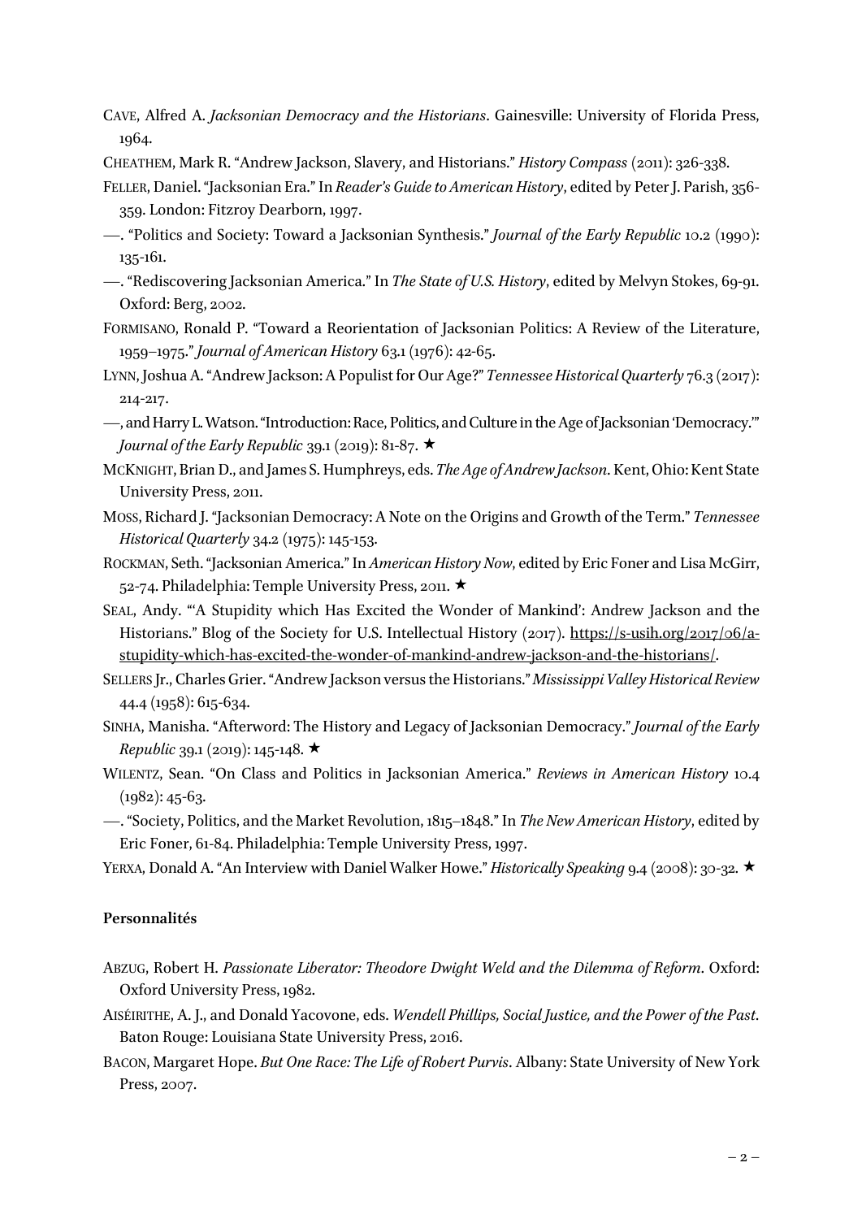CAVE, Alfred A. *Jacksonian Democracy and the Historians*. Gainesville: University of Florida Press, 1964.

CHEATHEM, Mark R. "Andrew Jackson, Slavery, and Historians." *History Compass* (2011): 326-338.

FELLER, Daniel. "Jacksonian Era." In *Reader's Guide to American History*, edited by Peter J. Parish, 356-359. London: Fitzroy Dearborn, 1997.

—. "Politics and Society: Toward a Jacksonian Synthesis." *Journal of the Early Republic* 10.2 (1990): 135-161.

—. "Rediscovering Jacksonian America." In *The State of U.S. History*, edited by Melvyn Stokes, 69-91. Oxford: Berg, 2002.

FORMISANO, Ronald P. "Toward a Reorientation of Jacksonian Politics: A Review of the Literature, 1959–1975." *Journal of American History* 63.1 (1976): 42-65.

LYNN, Joshua A. "Andrew Jackson: A Populist for Our Age?" *Tennessee Historical Quarterly* 76.3 (2017): 214-217.

—, and Harry L. Watson. "Introduction: Race, Politics, and Culture in the Age of Jacksonian 'Democracy.'" *Journal of the Early Republic* 39.1 (2019): 81-87. ★

MCKNIGHT, Brian D., and James S. Humphreys, eds. *The Age of Andrew Jackson*. Kent, Ohio: Kent State University Press, 2011.

MOSS, Richard J. "Jacksonian Democracy: A Note on the Origins and Growth of the Term." *Tennessee Historical Quarterly* 34.2 (1975): 145-153.

ROCKMAN, Seth. "Jacksonian America." In *American History Now*, edited by Eric Foner and Lisa McGirr, 52-74. Philadelphia: Temple University Press, 2011. ★

SEAL, Andy. "'A Stupidity which Has Excited the Wonder of Mankind': Andrew Jackson and the Historians." Blog of the Society for U.S. Intellectual History (2017). https://s-usih.org/2017/06/a-stupidity-which-has-excited-the-wonder-of-mankind-andrew-jackson-and-the-historians/.

SELLERS Jr., Charles Grier. "Andrew Jackson versus the Historians." *Mississippi Valley Historical Review* 44.4 (1958): 615-634.

SINHA, Manisha. "Afterword: The History and Legacy of Jacksonian Democracy." *Journal of the Early Republic* 39.1 (2019): 145-148. ★

WILENTZ, Sean. "On Class and Politics in Jacksonian America." *Reviews in American History* 10.4 (1982): 45-63.

—. "Society, Politics, and the Market Revolution, 1815–1848." In *The New American History*, edited by Eric Foner, 61-84. Philadelphia: Temple University Press, 1997.

YERXA, Donald A. "An Interview with Daniel Walker Howe." *Historically Speaking* 9.4 (2008): 30-32. ★

**Personnalités**

ABZUG, Robert H. *Passionate Liberator: Theodore Dwight Weld and the Dilemma of Reform*. Oxford: Oxford University Press, 1982.

AISÉIRITHE, A. J., and Donald Yacovone, eds. *Wendell Phillips, Social Justice, and the Power of the Past*. Baton Rouge: Louisiana State University Press, 2016.

BACON, Margaret Hope. *But One Race: The Life of Robert Purvis*. Albany: State University of New York Press, 2007.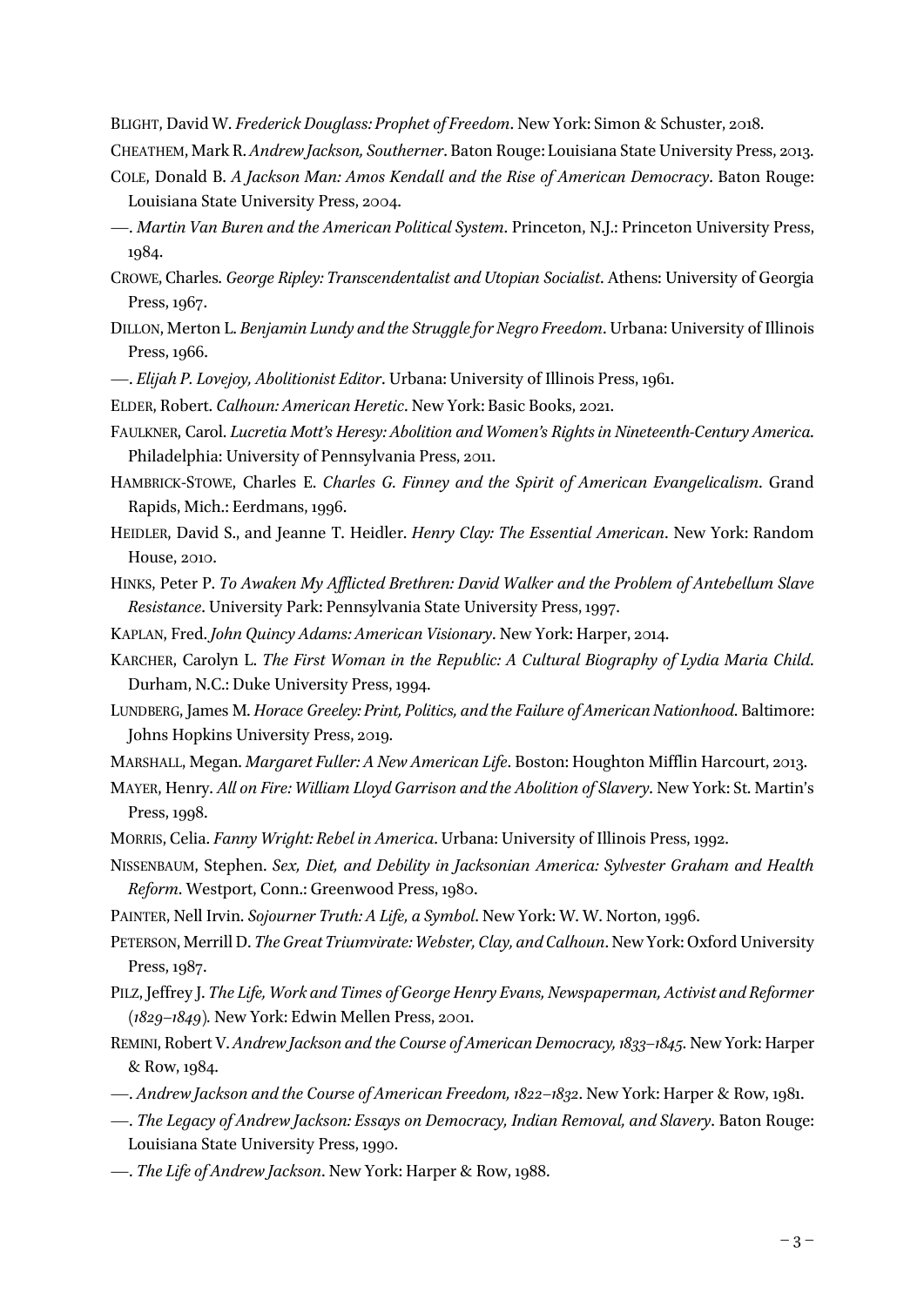BLIGHT, David W. *Frederick Douglass: Prophet of Freedom*. New York: Simon & Schuster, 2018.

CHEATHEM, Mark R. *Andrew Jackson, Southerner*. Baton Rouge: Louisiana State University Press, 2013.

COLE, Donald B. *A Jackson Man: Amos Kendall and the Rise of American Democracy*. Baton Rouge: Louisiana State University Press, 2004.

—. *Martin Van Buren and the American Political System*. Princeton, N.J.: Princeton University Press, 1984.

CROWE, Charles. *George Ripley: Transcendentalist and Utopian Socialist*. Athens: University of Georgia Press, 1967.

DILLON, Merton L. *Benjamin Lundy and the Struggle for Negro Freedom*. Urbana: University of Illinois Press, 1966.

—. *Elijah P. Lovejoy, Abolitionist Editor*. Urbana: University of Illinois Press, 1961.

ELDER, Robert. *Calhoun: American Heretic*. New York: Basic Books, 2021.

FAULKNER, Carol. *Lucretia Mott's Heresy: Abolition and Women's Rights in Nineteenth-Century America*. Philadelphia: University of Pennsylvania Press, 2011.

HAMBRICK-STOWE, Charles E. *Charles G. Finney and the Spirit of American Evangelicalism*. Grand Rapids, Mich.: Eerdmans, 1996.

HEIDLER, David S., and Jeanne T. Heidler. *Henry Clay: The Essential American*. New York: Random House, 2010.

HINKS, Peter P. *To Awaken My Afflicted Brethren: David Walker and the Problem of Antebellum Slave Resistance*. University Park: Pennsylvania State University Press, 1997.

KAPLAN, Fred. *John Quincy Adams: American Visionary*. New York: Harper, 2014.

KARCHER, Carolyn L. *The First Woman in the Republic: A Cultural Biography of Lydia Maria Child*. Durham, N.C.: Duke University Press, 1994.

LUNDBERG, James M. *Horace Greeley: Print, Politics, and the Failure of American Nationhood*. Baltimore: Johns Hopkins University Press, 2019.

MARSHALL, Megan. *Margaret Fuller: A New American Life*. Boston: Houghton Mifflin Harcourt, 2013.

MAYER, Henry. *All on Fire: William Lloyd Garrison and the Abolition of Slavery*. New York: St. Martin's Press, 1998.

MORRIS, Celia. *Fanny Wright: Rebel in America*. Urbana: University of Illinois Press, 1992.

NISSENBAUM, Stephen. *Sex, Diet, and Debility in Jacksonian America: Sylvester Graham and Health Reform*. Westport, Conn.: Greenwood Press, 1980.

PAINTER, Nell Irvin. *Sojourner Truth: A Life, a Symbol*. New York: W. W. Norton, 1996.

PETERSON, Merrill D. *The Great Triumvirate: Webster, Clay, and Calhoun*. New York: Oxford University Press, 1987.

PILZ, Jeffrey J. *The Life, Work and Times of George Henry Evans, Newspaperman, Activist and Reformer (1829–1849).* New York: Edwin Mellen Press, 2001.

REMINI, Robert V. *Andrew Jackson and the Course of American Democracy, 1833–1845*. New York: Harper & Row, 1984.

—. *Andrew Jackson and the Course of American Freedom, 1822–1832*. New York: Harper & Row, 1981.

—. *The Legacy of Andrew Jackson: Essays on Democracy, Indian Removal, and Slavery*. Baton Rouge: Louisiana State University Press, 1990.

—. *The Life of Andrew Jackson*. New York: Harper & Row, 1988.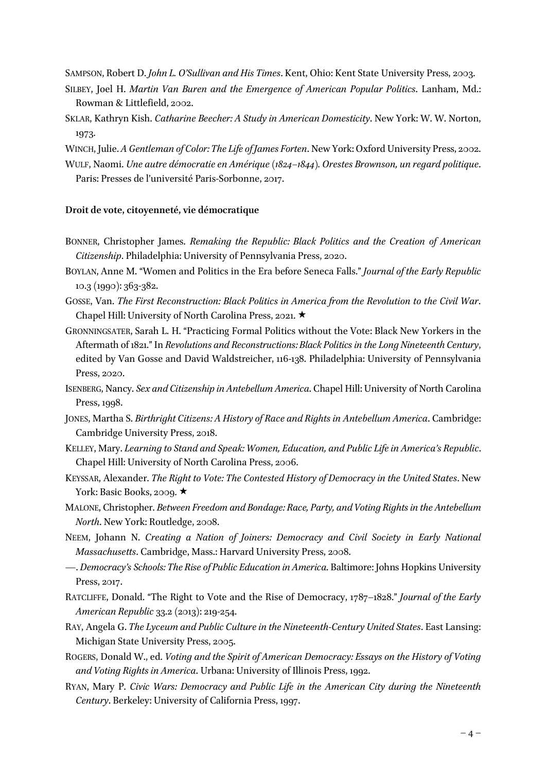SAMPSON, Robert D. *John L. O'Sullivan and His Times*. Kent, Ohio: Kent State University Press, 2003.

SILBEY, Joel H. *Martin Van Buren and the Emergence of American Popular Politics*. Lanham, Md.: Rowman & Littlefield, 2002.

SKLAR, Kathryn Kish. *Catharine Beecher: A Study in American Domesticity*. New York: W. W. Norton, 1973.

WINCH, Julie. *A Gentleman of Color: The Life of James Forten*. New York: Oxford University Press, 2002.

WULF, Naomi. *Une autre démocratie en Amérique (1824–1844). Orestes Brownson, un regard politique*. Paris: Presses de l'université Paris-Sorbonne, 2017.

**Droit de vote, citoyenneté, vie démocratique**

BONNER, Christopher James. *Remaking the Republic: Black Politics and the Creation of American Citizenship*. Philadelphia: University of Pennsylvania Press, 2020.

BOYLAN, Anne M. "Women and Politics in the Era before Seneca Falls." *Journal of the Early Republic* 10.3 (1990): 363-382.

GOSSE, Van. *The First Reconstruction: Black Politics in America from the Revolution to the Civil War*. Chapel Hill: University of North Carolina Press, 2021. ★

GRONNINGSATER, Sarah L. H. "Practicing Formal Politics without the Vote: Black New Yorkers in the Aftermath of 1821." In *Revolutions and Reconstructions: Black Politics in the Long Nineteenth Century*, edited by Van Gosse and David Waldstreicher, 116-138. Philadelphia: University of Pennsylvania Press, 2020.

ISENBERG, Nancy. *Sex and Citizenship in Antebellum America*. Chapel Hill: University of North Carolina Press, 1998.

JONES, Martha S. *Birthright Citizens: A History of Race and Rights in Antebellum America*. Cambridge: Cambridge University Press, 2018.

KELLEY, Mary. *Learning to Stand and Speak: Women, Education, and Public Life in America's Republic*. Chapel Hill: University of North Carolina Press, 2006.

KEYSSAR, Alexander. *The Right to Vote: The Contested History of Democracy in the United States*. New York: Basic Books, 2009. ★

MALONE, Christopher. *Between Freedom and Bondage: Race, Party, and Voting Rights in the Antebellum North*. New York: Routledge, 2008.

NEEM, Johann N. *Creating a Nation of Joiners: Democracy and Civil Society in Early National Massachusetts*. Cambridge, Mass.: Harvard University Press, 2008.

—. *Democracy's Schools: The Rise of Public Education in America*. Baltimore: Johns Hopkins University Press, 2017.

RATCLIFFE, Donald. "The Right to Vote and the Rise of Democracy, 1787–1828." *Journal of the Early American Republic* 33.2 (2013): 219-254.

RAY, Angela G. *The Lyceum and Public Culture in the Nineteenth-Century United States*. East Lansing: Michigan State University Press, 2005.

ROGERS, Donald W., ed. *Voting and the Spirit of American Democracy: Essays on the History of Voting and Voting Rights in America*. Urbana: University of Illinois Press, 1992.

RYAN, Mary P. *Civic Wars: Democracy and Public Life in the American City during the Nineteenth Century*. Berkeley: University of California Press, 1997.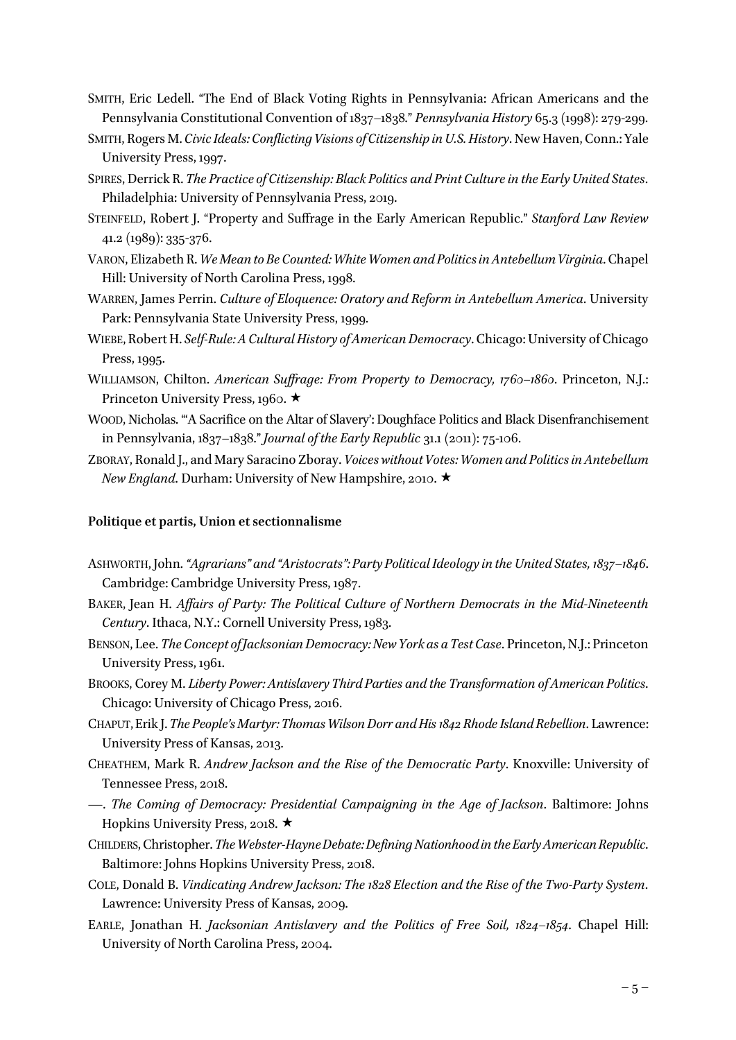SMITH, Eric Ledell. "The End of Black Voting Rights in Pennsylvania: African Americans and the Pennsylvania Constitutional Convention of 1837–1838." *Pennsylvania History* 65.3 (1998): 279-299.

SMITH, Rogers M. *Civic Ideals: Conflicting Visions of Citizenship in U.S. History*. New Haven, Conn.: Yale University Press, 1997.

SPIRES, Derrick R. *The Practice of Citizenship: Black Politics and Print Culture in the Early United States*. Philadelphia: University of Pennsylvania Press, 2019.

STEINFELD, Robert J. "Property and Suffrage in the Early American Republic." *Stanford Law Review* 41.2 (1989): 335-376.

VARON, Elizabeth R. *We Mean to Be Counted: White Women and Politics in Antebellum Virginia*. Chapel Hill: University of North Carolina Press, 1998.

WARREN, James Perrin. *Culture of Eloquence: Oratory and Reform in Antebellum America*. University Park: Pennsylvania State University Press, 1999.

WIEBE, Robert H. *Self-Rule: A Cultural History of American Democracy*. Chicago: University of Chicago Press, 1995.

WILLIAMSON, Chilton. *American Suffrage: From Property to Democracy, 1760–1860*. Princeton, N.J.: Princeton University Press, 1960. ★

WOOD, Nicholas. "'A Sacrifice on the Altar of Slavery': Doughface Politics and Black Disenfranchisement in Pennsylvania, 1837–1838." *Journal of the Early Republic* 31.1 (2011): 75-106.

ZBORAY, Ronald J., and Mary Saracino Zboray. *Voices without Votes: Women and Politics in Antebellum New England*. Durham: University of New Hampshire, 2010. ★

**Politique et partis, Union et sectionnalisme**

ASHWORTH, John. *"Agrarians" and "Aristocrats": Party Political Ideology in the United States, 1837–1846*. Cambridge: Cambridge University Press, 1987.

BAKER, Jean H. *Affairs of Party: The Political Culture of Northern Democrats in the Mid-Nineteenth Century*. Ithaca, N.Y.: Cornell University Press, 1983.

BENSON, Lee. *The Concept of Jacksonian Democracy: New York as a Test Case*. Princeton, N.J.: Princeton University Press, 1961.

BROOKS, Corey M. *Liberty Power: Antislavery Third Parties and the Transformation of American Politics*. Chicago: University of Chicago Press, 2016.

CHAPUT, Erik J. *The People's Martyr: Thomas Wilson Dorr and His 1842 Rhode Island Rebellion*. Lawrence: University Press of Kansas, 2013.

CHEATHEM, Mark R. *Andrew Jackson and the Rise of the Democratic Party*. Knoxville: University of Tennessee Press, 2018.

—. *The Coming of Democracy: Presidential Campaigning in the Age of Jackson*. Baltimore: Johns Hopkins University Press, 2018. ★

CHILDERS, Christopher. *The Webster-Hayne Debate: Defining Nationhood in the Early American Republic*. Baltimore: Johns Hopkins University Press, 2018.

COLE, Donald B. *Vindicating Andrew Jackson: The 1828 Election and the Rise of the Two-Party System*. Lawrence: University Press of Kansas, 2009.

EARLE, Jonathan H. *Jacksonian Antislavery and the Politics of Free Soil, 1824–1854*. Chapel Hill: University of North Carolina Press, 2004.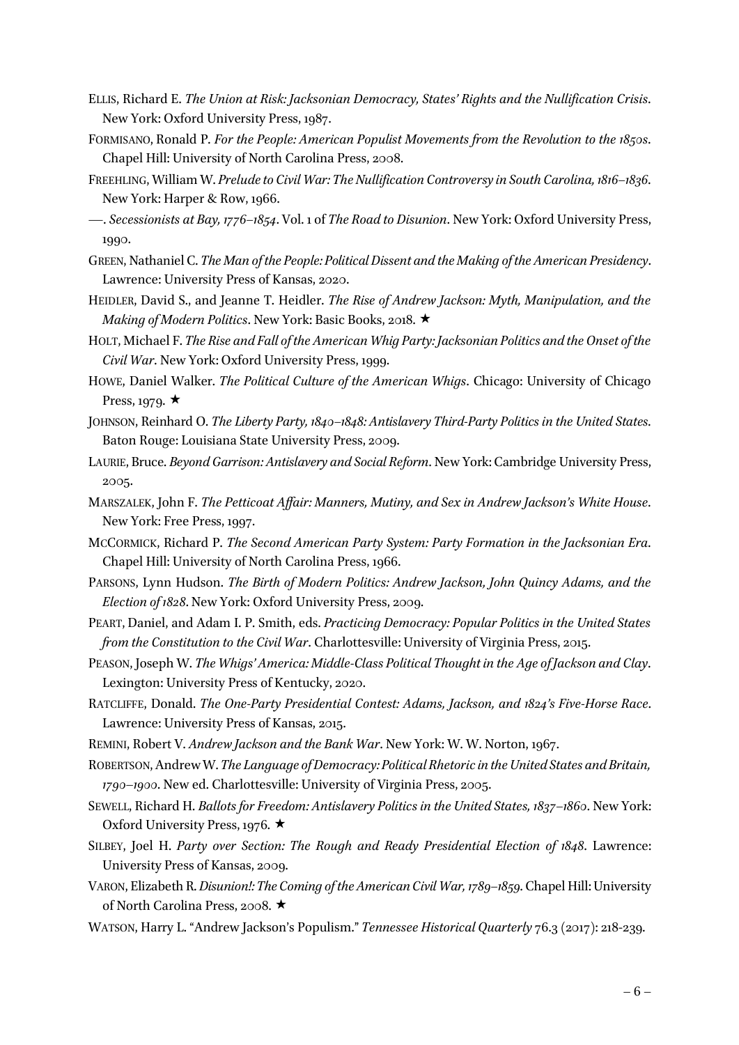ELLIS, Richard E. *The Union at Risk: Jacksonian Democracy, States' Rights and the Nullification Crisis*. New York: Oxford University Press, 1987.

FORMISANO, Ronald P. *For the People: American Populist Movements from the Revolution to the 1850s*. Chapel Hill: University of North Carolina Press, 2008.

FREEHLING, William W. *Prelude to Civil War: The Nullification Controversy in South Carolina, 1816–1836*. New York: Harper & Row, 1966.

—. *Secessionists at Bay, 1776–1854*. Vol. 1 of *The Road to Disunion*. New York: Oxford University Press, 1990.

GREEN, Nathaniel C. *The Man of the People: Political Dissent and the Making of the American Presidency*. Lawrence: University Press of Kansas, 2020.

HEIDLER, David S., and Jeanne T. Heidler. *The Rise of Andrew Jackson: Myth, Manipulation, and the Making of Modern Politics*. New York: Basic Books, 2018. ★

HOLT, Michael F. *The Rise and Fall of the American Whig Party: Jacksonian Politics and the Onset of the Civil War*. New York: Oxford University Press, 1999.

HOWE, Daniel Walker. *The Political Culture of the American Whigs*. Chicago: University of Chicago Press, 1979. ★

JOHNSON, Reinhard O. *The Liberty Party, 1840–1848: Antislavery Third-Party Politics in the United States*. Baton Rouge: Louisiana State University Press, 2009.

LAURIE, Bruce. *Beyond Garrison: Antislavery and Social Reform*. New York: Cambridge University Press, 2005.

MARSZALEK, John F. *The Petticoat Affair: Manners, Mutiny, and Sex in Andrew Jackson's White House*. New York: Free Press, 1997.

MCCORMICK, Richard P. *The Second American Party System: Party Formation in the Jacksonian Era*. Chapel Hill: University of North Carolina Press, 1966.

PARSONS, Lynn Hudson. *The Birth of Modern Politics: Andrew Jackson, John Quincy Adams, and the Election of 1828*. New York: Oxford University Press, 2009.

PEART, Daniel, and Adam I. P. Smith, eds. *Practicing Democracy: Popular Politics in the United States from the Constitution to the Civil War*. Charlottesville: University of Virginia Press, 2015.

PEASON, Joseph W. *The Whigs' America: Middle-Class Political Thought in the Age of Jackson and Clay*. Lexington: University Press of Kentucky, 2020.

RATCLIFFE, Donald. *The One-Party Presidential Contest: Adams, Jackson, and 1824's Five-Horse Race*. Lawrence: University Press of Kansas, 2015.

REMINI, Robert V. *Andrew Jackson and the Bank War*. New York: W. W. Norton, 1967.

ROBERTSON, Andrew W. *The Language of Democracy: Political Rhetoric in the United States and Britain, 1790–1900*. New ed. Charlottesville: University of Virginia Press, 2005.

SEWELL, Richard H. *Ballots for Freedom: Antislavery Politics in the United States, 1837–1860*. New York: Oxford University Press, 1976. ★

SILBEY, Joel H. *Party over Section: The Rough and Ready Presidential Election of 1848*. Lawrence: University Press of Kansas, 2009.

VARON, Elizabeth R. *Disunion!: The Coming of the American Civil War, 1789–1859*. Chapel Hill: University of North Carolina Press, 2008. ★

WATSON, Harry L. "Andrew Jackson's Populism." *Tennessee Historical Quarterly* 76.3 (2017): 218-239.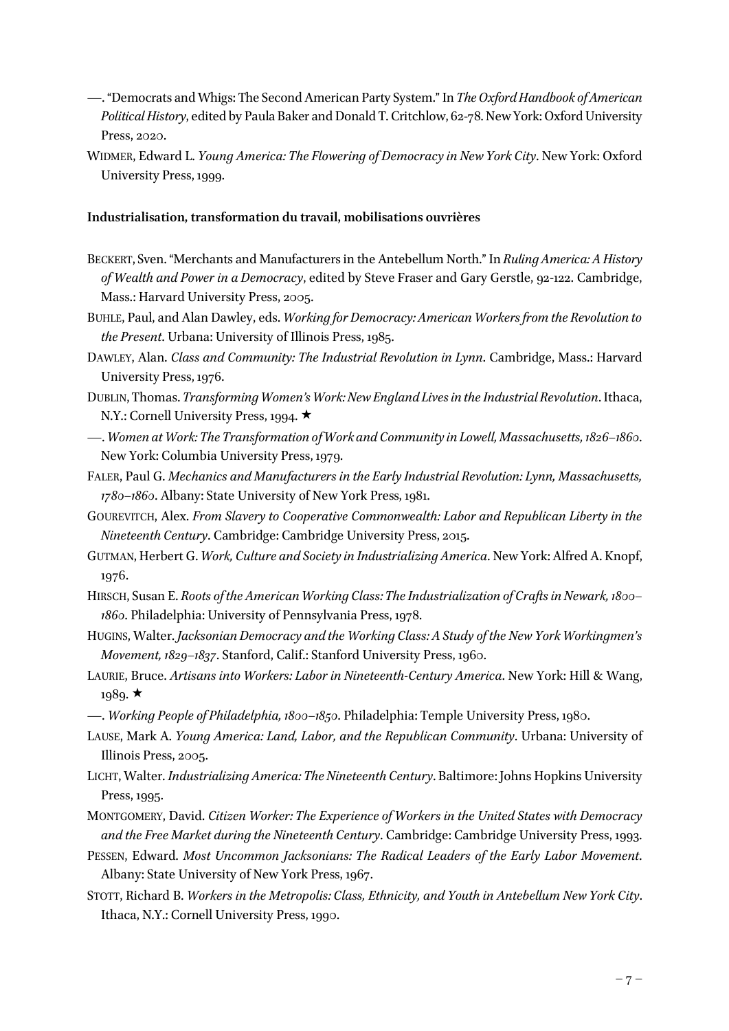—. "Democrats and Whigs: The Second American Party System." In *The Oxford Handbook of American Political History*, edited by Paula Baker and Donald T. Critchlow, 62-78. New York: Oxford University Press, 2020.

WIDMER, Edward L. *Young America: The Flowering of Democracy in New York City*. New York: Oxford University Press, 1999.

**Industrialisation, transformation du travail, mobilisations ouvrières**

BECKERT, Sven. "Merchants and Manufacturers in the Antebellum North." In *Ruling America: A History of Wealth and Power in a Democracy*, edited by Steve Fraser and Gary Gerstle, 92-122. Cambridge, Mass.: Harvard University Press, 2005.

BUHLE, Paul, and Alan Dawley, eds. *Working for Democracy: American Workers from the Revolution to the Present*. Urbana: University of Illinois Press, 1985.

DAWLEY, Alan. *Class and Community: The Industrial Revolution in Lynn*. Cambridge, Mass.: Harvard University Press, 1976.

DUBLIN, Thomas. *Transforming Women's Work: New England Lives in the Industrial Revolution*. Ithaca, N.Y.: Cornell University Press, 1994. ★

—. *Women at Work: The Transformation of Work and Community in Lowell, Massachusetts, 1826–1860*. New York: Columbia University Press, 1979.

FALER, Paul G. *Mechanics and Manufacturers in the Early Industrial Revolution: Lynn, Massachusetts, 1780–1860*. Albany: State University of New York Press, 1981.

GOUREVITCH, Alex. *From Slavery to Cooperative Commonwealth: Labor and Republican Liberty in the Nineteenth Century*. Cambridge: Cambridge University Press, 2015.

GUTMAN, Herbert G. *Work, Culture and Society in Industrializing America*. New York: Alfred A. Knopf, 1976.

HIRSCH, Susan E. *Roots of the American Working Class: The Industrialization of Crafts in Newark, 1800–1860*. Philadelphia: University of Pennsylvania Press, 1978.

HUGINS, Walter. *Jacksonian Democracy and the Working Class: A Study of the New York Workingmen's Movement, 1829–1837*. Stanford, Calif.: Stanford University Press, 1960.

LAURIE, Bruce. *Artisans into Workers: Labor in Nineteenth-Century America*. New York: Hill & Wang, 1989. ★

—. *Working People of Philadelphia, 1800–1850*. Philadelphia: Temple University Press, 1980.

LAUSE, Mark A. *Young America: Land, Labor, and the Republican Community*. Urbana: University of Illinois Press, 2005.

LICHT, Walter. *Industrializing America: The Nineteenth Century*. Baltimore: Johns Hopkins University Press, 1995.

MONTGOMERY, David. *Citizen Worker: The Experience of Workers in the United States with Democracy and the Free Market during the Nineteenth Century*. Cambridge: Cambridge University Press, 1993.

PESSEN, Edward. *Most Uncommon Jacksonians: The Radical Leaders of the Early Labor Movement*. Albany: State University of New York Press, 1967.

STOTT, Richard B. *Workers in the Metropolis: Class, Ethnicity, and Youth in Antebellum New York City*. Ithaca, N.Y.: Cornell University Press, 1990.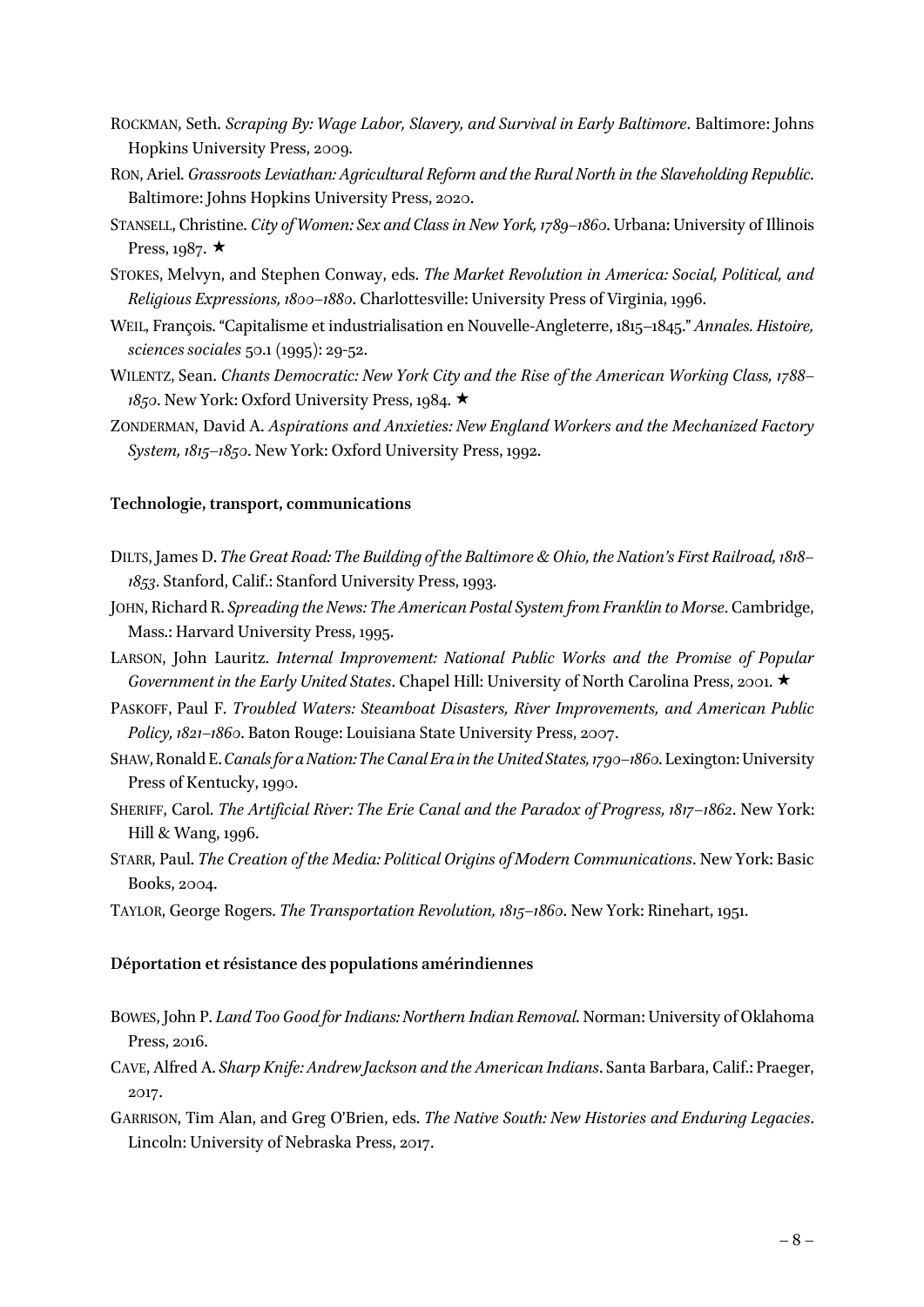ROCKMAN, Seth. *Scraping By: Wage Labor, Slavery, and Survival in Early Baltimore*. Baltimore: Johns Hopkins University Press, 2009.

RON, Ariel. *Grassroots Leviathan: Agricultural Reform and the Rural North in the Slaveholding Republic*. Baltimore: Johns Hopkins University Press, 2020.

STANSELL, Christine. *City of Women: Sex and Class in New York, 1789–1860*. Urbana: University of Illinois Press, 1987. ★

STOKES, Melvyn, and Stephen Conway, eds. *The Market Revolution in America: Social, Political, and Religious Expressions, 1800–1880*. Charlottesville: University Press of Virginia, 1996.

WEIL, François. "Capitalisme et industrialisation en Nouvelle-Angleterre, 1815–1845." *Annales. Histoire, sciences sociales* 50.1 (1995): 29-52.

WILENTZ, Sean. *Chants Democratic: New York City and the Rise of the American Working Class, 1788–1850*. New York: Oxford University Press, 1984. ★

ZONDERMAN, David A. *Aspirations and Anxieties: New England Workers and the Mechanized Factory System, 1815–1850*. New York: Oxford University Press, 1992.

**Technologie, transport, communications**

DILTS, James D. *The Great Road: The Building of the Baltimore & Ohio, the Nation's First Railroad, 1818–1853*. Stanford, Calif.: Stanford University Press, 1993.

JOHN, Richard R. *Spreading the News: The American Postal System from Franklin to Morse*. Cambridge, Mass.: Harvard University Press, 1995.

LARSON, John Lauritz. *Internal Improvement: National Public Works and the Promise of Popular Government in the Early United States*. Chapel Hill: University of North Carolina Press, 2001. ★

PASKOFF, Paul F. *Troubled Waters: Steamboat Disasters, River Improvements, and American Public Policy, 1821–1860*. Baton Rouge: Louisiana State University Press, 2007.

SHAW, Ronald E. *Canals for a Nation: The Canal Era in the United States, 1790–1860*. Lexington: University Press of Kentucky, 1990.

SHERIFF, Carol. *The Artificial River: The Erie Canal and the Paradox of Progress, 1817–1862*. New York: Hill & Wang, 1996.

STARR, Paul. *The Creation of the Media: Political Origins of Modern Communications*. New York: Basic Books, 2004.

TAYLOR, George Rogers. *The Transportation Revolution, 1815–1860*. New York: Rinehart, 1951.

**Déportation et résistance des populations amérindiennes**

BOWES, John P. *Land Too Good for Indians: Northern Indian Removal*. Norman: University of Oklahoma Press, 2016.

CAVE, Alfred A. *Sharp Knife: Andrew Jackson and the American Indians*. Santa Barbara, Calif.: Praeger, 2017.

GARRISON, Tim Alan, and Greg O'Brien, eds. *The Native South: New Histories and Enduring Legacies*. Lincoln: University of Nebraska Press, 2017.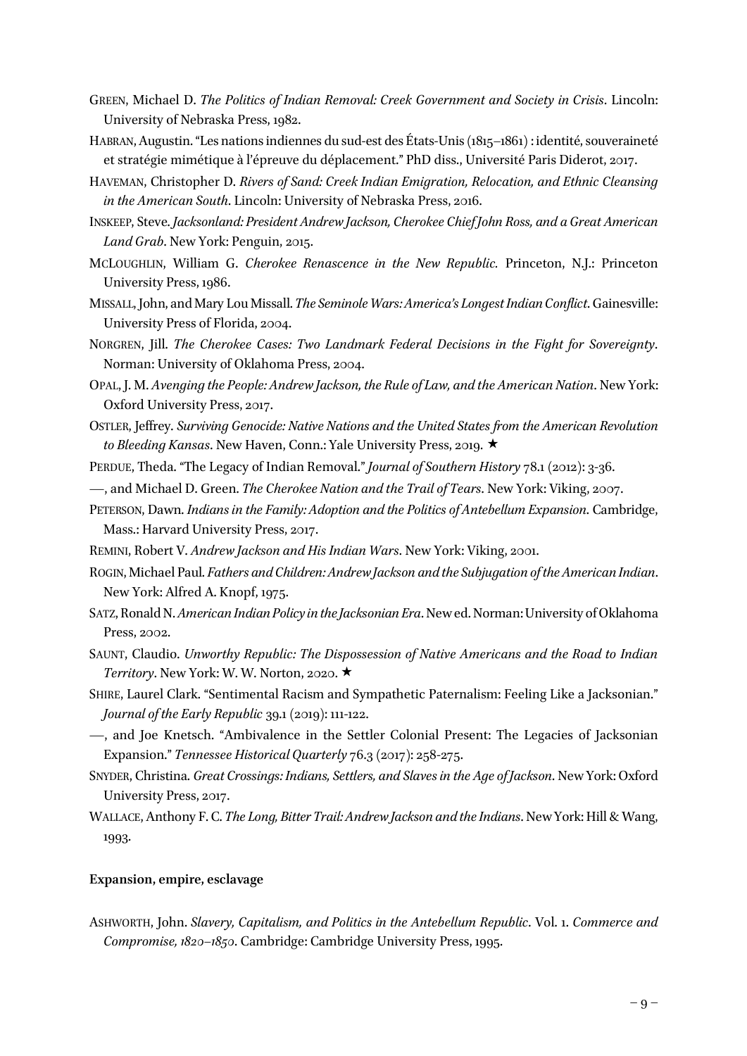GREEN, Michael D. *The Politics of Indian Removal: Creek Government and Society in Crisis*. Lincoln: University of Nebraska Press, 1982.

HABRAN, Augustin. "Les nations indiennes du sud-est des États-Unis (1815–1861) : identité, souveraineté et stratégie mimétique à l'épreuve du déplacement." PhD diss., Université Paris Diderot, 2017.

HAVEMAN, Christopher D. *Rivers of Sand: Creek Indian Emigration, Relocation, and Ethnic Cleansing in the American South*. Lincoln: University of Nebraska Press, 2016.

INSKEEP, Steve. *Jacksonland: President Andrew Jackson, Cherokee Chief John Ross, and a Great American Land Grab*. New York: Penguin, 2015.

MCLOUGHLIN, William G. *Cherokee Renascence in the New Republic*. Princeton, N.J.: Princeton University Press, 1986.

MISSALL, John, and Mary Lou Missall. *The Seminole Wars: America's Longest Indian Conflict*. Gainesville: University Press of Florida, 2004.

NORGREN, Jill. *The Cherokee Cases: Two Landmark Federal Decisions in the Fight for Sovereignty*. Norman: University of Oklahoma Press, 2004.

OPAL, J. M. *Avenging the People: Andrew Jackson, the Rule of Law, and the American Nation*. New York: Oxford University Press, 2017.

OSTLER, Jeffrey. *Surviving Genocide: Native Nations and the United States from the American Revolution to Bleeding Kansas*. New Haven, Conn.: Yale University Press, 2019. ★

PERDUE, Theda. "The Legacy of Indian Removal." *Journal of Southern History* 78.1 (2012): 3-36.

—, and Michael D. Green. *The Cherokee Nation and the Trail of Tears*. New York: Viking, 2007.

PETERSON, Dawn. *Indians in the Family: Adoption and the Politics of Antebellum Expansion*. Cambridge, Mass.: Harvard University Press, 2017.

REMINI, Robert V. *Andrew Jackson and His Indian Wars*. New York: Viking, 2001.

ROGIN, Michael Paul. *Fathers and Children: Andrew Jackson and the Subjugation of the American Indian*. New York: Alfred A. Knopf, 1975.

SATZ, Ronald N. *American Indian Policy in the Jacksonian Era*. New ed. Norman: University of Oklahoma Press, 2002.

SAUNT, Claudio. *Unworthy Republic: The Dispossession of Native Americans and the Road to Indian Territory*. New York: W. W. Norton, 2020. ★

SHIRE, Laurel Clark. "Sentimental Racism and Sympathetic Paternalism: Feeling Like a Jacksonian." *Journal of the Early Republic* 39.1 (2019): 111-122.

—, and Joe Knetsch. "Ambivalence in the Settler Colonial Present: The Legacies of Jacksonian Expansion." *Tennessee Historical Quarterly* 76.3 (2017): 258-275.

SNYDER, Christina. *Great Crossings: Indians, Settlers, and Slaves in the Age of Jackson*. New York: Oxford University Press, 2017.

WALLACE, Anthony F. C. *The Long, Bitter Trail: Andrew Jackson and the Indians*. New York: Hill & Wang, 1993.

**Expansion, empire, esclavage**

ASHWORTH, John. *Slavery, Capitalism, and Politics in the Antebellum Republic*. Vol. 1. *Commerce and Compromise, 1820–1850*. Cambridge: Cambridge University Press, 1995.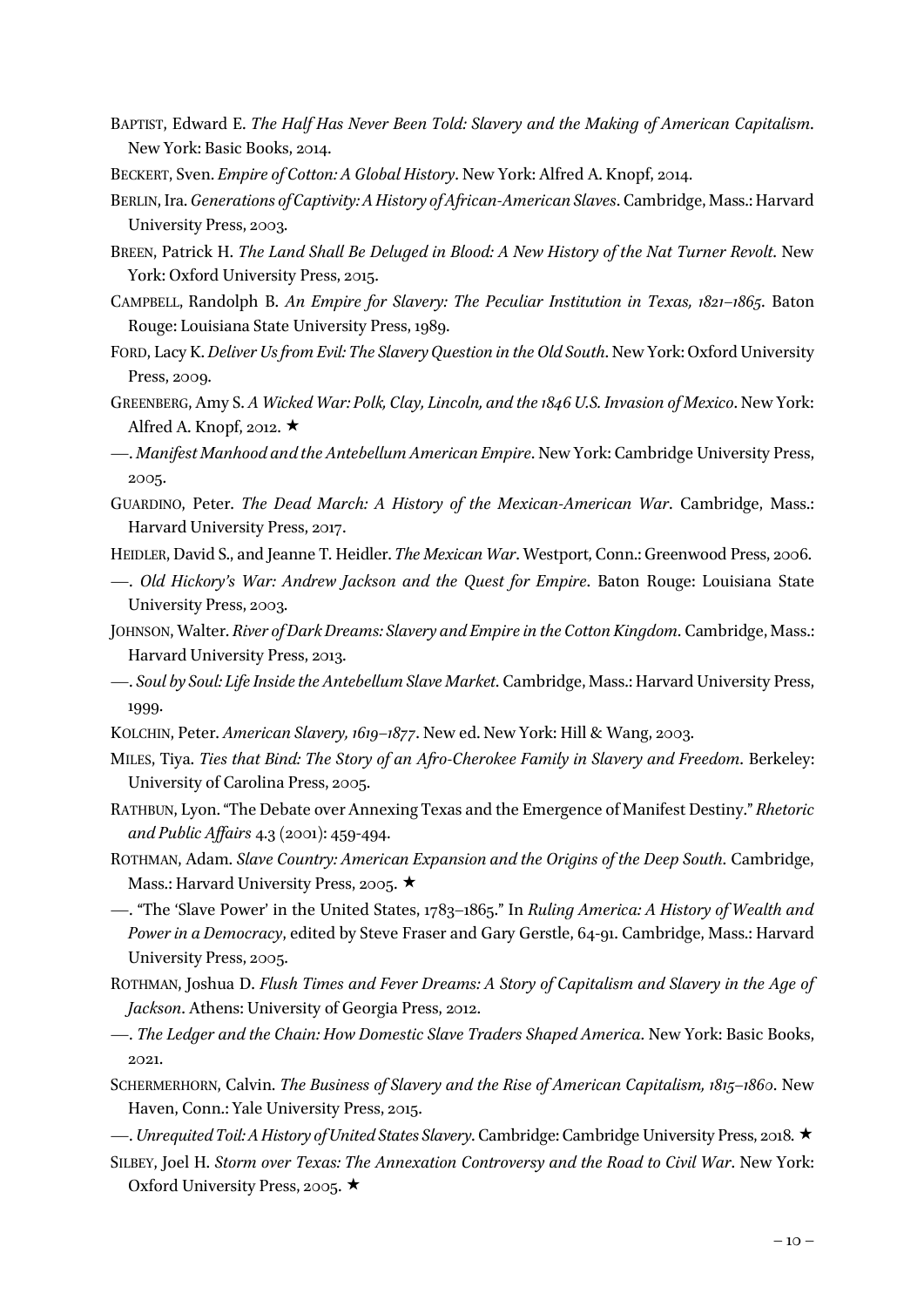BAPTIST, Edward E. *The Half Has Never Been Told: Slavery and the Making of American Capitalism*. New York: Basic Books, 2014.

BECKERT, Sven. *Empire of Cotton: A Global History*. New York: Alfred A. Knopf, 2014.

BERLIN, Ira. *Generations of Captivity: A History of African-American Slaves*. Cambridge, Mass.: Harvard University Press, 2003.

BREEN, Patrick H. *The Land Shall Be Deluged in Blood: A New History of the Nat Turner Revolt*. New York: Oxford University Press, 2015.

CAMPBELL, Randolph B. *An Empire for Slavery: The Peculiar Institution in Texas, 1821–1865*. Baton Rouge: Louisiana State University Press, 1989.

FORD, Lacy K. *Deliver Us from Evil: The Slavery Question in the Old South*. New York: Oxford University Press, 2009.

GREENBERG, Amy S. *A Wicked War: Polk, Clay, Lincoln, and the 1846 U.S. Invasion of Mexico*. New York: Alfred A. Knopf, 2012. ★

—. *Manifest Manhood and the Antebellum American Empire*. New York: Cambridge University Press, 2005.

GUARDINO, Peter. *The Dead March: A History of the Mexican-American War*. Cambridge, Mass.: Harvard University Press, 2017.

HEIDLER, David S., and Jeanne T. Heidler. *The Mexican War*. Westport, Conn.: Greenwood Press, 2006.

—. *Old Hickory's War: Andrew Jackson and the Quest for Empire*. Baton Rouge: Louisiana State University Press, 2003.

JOHNSON, Walter. *River of Dark Dreams: Slavery and Empire in the Cotton Kingdom*. Cambridge, Mass.: Harvard University Press, 2013.

—. *Soul by Soul: Life Inside the Antebellum Slave Market*. Cambridge, Mass.: Harvard University Press, 1999.

KOLCHIN, Peter. *American Slavery, 1619–1877*. New ed. New York: Hill & Wang, 2003.

MILES, Tiya. *Ties that Bind: The Story of an Afro-Cherokee Family in Slavery and Freedom*. Berkeley: University of Carolina Press, 2005.

RATHBUN, Lyon. "The Debate over Annexing Texas and the Emergence of Manifest Destiny." *Rhetoric and Public Affairs* 4.3 (2001): 459-494.

ROTHMAN, Adam. *Slave Country: American Expansion and the Origins of the Deep South*. Cambridge, Mass.: Harvard University Press, 2005. ★

—. "The 'Slave Power' in the United States, 1783–1865." In *Ruling America: A History of Wealth and Power in a Democracy*, edited by Steve Fraser and Gary Gerstle, 64-91. Cambridge, Mass.: Harvard University Press, 2005.

ROTHMAN, Joshua D. *Flush Times and Fever Dreams: A Story of Capitalism and Slavery in the Age of Jackson*. Athens: University of Georgia Press, 2012.

—. *The Ledger and the Chain: How Domestic Slave Traders Shaped America*. New York: Basic Books, 2021.

SCHERMERHORN, Calvin. *The Business of Slavery and the Rise of American Capitalism, 1815–1860*. New Haven, Conn.: Yale University Press, 2015.

—. *Unrequited Toil: A History of United States Slavery*. Cambridge: Cambridge University Press, 2018. ★

SILBEY, Joel H. *Storm over Texas: The Annexation Controversy and the Road to Civil War*. New York: Oxford University Press, 2005. ★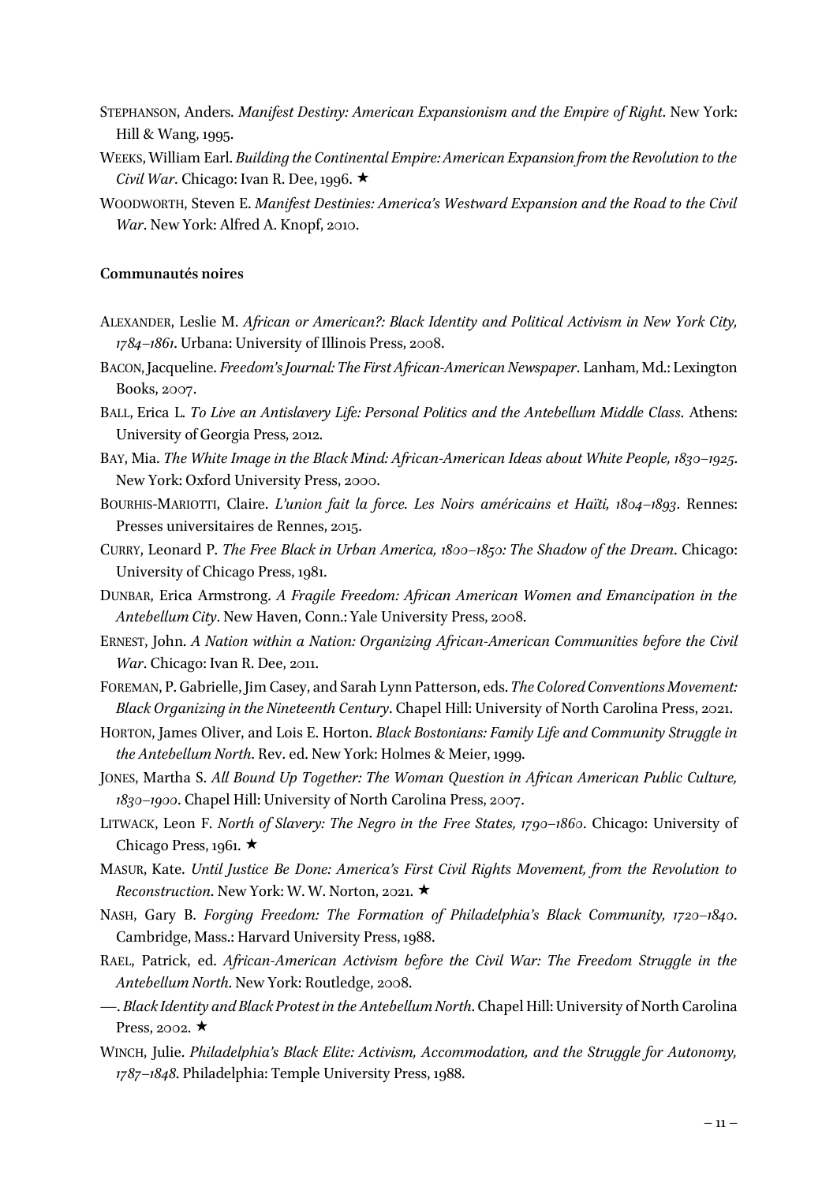STEPHANSON, Anders. *Manifest Destiny: American Expansionism and the Empire of Right*. New York: Hill & Wang, 1995.

WEEKS, William Earl. *Building the Continental Empire: American Expansion from the Revolution to the Civil War*. Chicago: Ivan R. Dee, 1996. ★

WOODWORTH, Steven E. *Manifest Destinies: America's Westward Expansion and the Road to the Civil War*. New York: Alfred A. Knopf, 2010.

**Communautés noires**

ALEXANDER, Leslie M. *African or American?: Black Identity and Political Activism in New York City, 1784–1861*. Urbana: University of Illinois Press, 2008.

BACON, Jacqueline. *Freedom's Journal: The First African-American Newspaper*. Lanham, Md.: Lexington Books, 2007.

BALL, Erica L. *To Live an Antislavery Life: Personal Politics and the Antebellum Middle Class*. Athens: University of Georgia Press, 2012.

BAY, Mia. *The White Image in the Black Mind: African-American Ideas about White People, 1830–1925*. New York: Oxford University Press, 2000.

BOURHIS-MARIOTTI, Claire. *L'union fait la force. Les Noirs américains et Haïti, 1804–1893*. Rennes: Presses universitaires de Rennes, 2015.

CURRY, Leonard P. *The Free Black in Urban America, 1800–1850: The Shadow of the Dream*. Chicago: University of Chicago Press, 1981.

DUNBAR, Erica Armstrong. *A Fragile Freedom: African American Women and Emancipation in the Antebellum City*. New Haven, Conn.: Yale University Press, 2008.

ERNEST, John. *A Nation within a Nation: Organizing African-American Communities before the Civil War*. Chicago: Ivan R. Dee, 2011.

FOREMAN, P. Gabrielle, Jim Casey, and Sarah Lynn Patterson, eds. *The Colored Conventions Movement: Black Organizing in the Nineteenth Century*. Chapel Hill: University of North Carolina Press, 2021.

HORTON, James Oliver, and Lois E. Horton. *Black Bostonians: Family Life and Community Struggle in the Antebellum North*. Rev. ed. New York: Holmes & Meier, 1999.

JONES, Martha S. *All Bound Up Together: The Woman Question in African American Public Culture, 1830–1900*. Chapel Hill: University of North Carolina Press, 2007.

LITWACK, Leon F. *North of Slavery: The Negro in the Free States, 1790–1860*. Chicago: University of Chicago Press, 1961. ★

MASUR, Kate. *Until Justice Be Done: America's First Civil Rights Movement, from the Revolution to Reconstruction*. New York: W. W. Norton, 2021. ★

NASH, Gary B. *Forging Freedom: The Formation of Philadelphia's Black Community, 1720–1840*. Cambridge, Mass.: Harvard University Press, 1988.

RAEL, Patrick, ed. *African-American Activism before the Civil War: The Freedom Struggle in the Antebellum North*. New York: Routledge, 2008.

—. *Black Identity and Black Protest in the Antebellum North*. Chapel Hill: University of North Carolina Press, 2002. ★

WINCH, Julie. *Philadelphia's Black Elite: Activism, Accommodation, and the Struggle for Autonomy, 1787–1848*. Philadelphia: Temple University Press, 1988.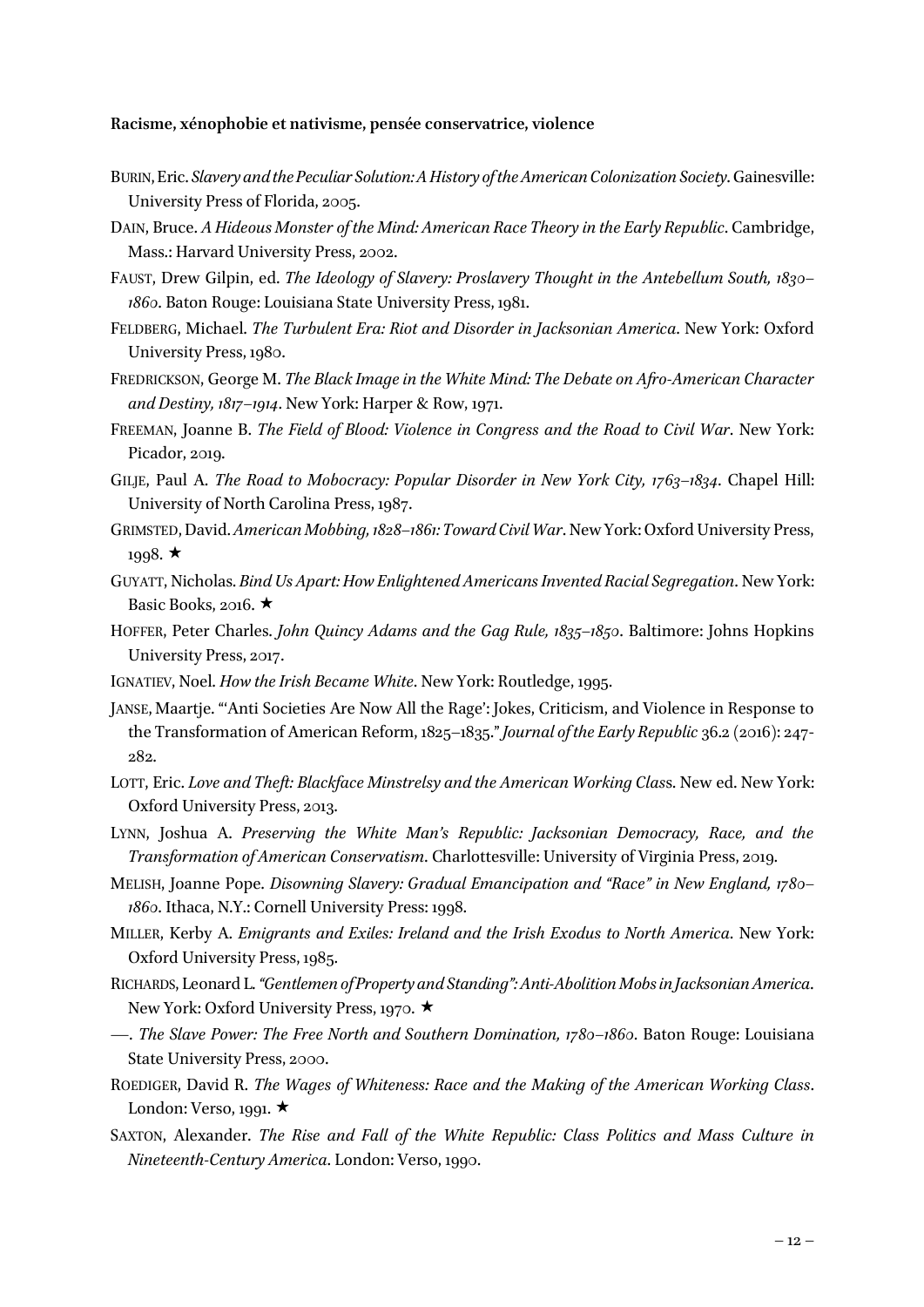**Racisme, xénophobie et nativisme, pensée conservatrice, violence**

BURIN, Eric. *Slavery and the Peculiar Solution: A History of the American Colonization Society*. Gainesville: University Press of Florida, 2005.

DAIN, Bruce. *A Hideous Monster of the Mind: American Race Theory in the Early Republic*. Cambridge, Mass.: Harvard University Press, 2002.

FAUST, Drew Gilpin, ed. *The Ideology of Slavery: Proslavery Thought in the Antebellum South, 1830–1860*. Baton Rouge: Louisiana State University Press, 1981.

FELDBERG, Michael. *The Turbulent Era: Riot and Disorder in Jacksonian America*. New York: Oxford University Press, 1980.

FREDRICKSON, George M. *The Black Image in the White Mind: The Debate on Afro-American Character and Destiny, 1817–1914*. New York: Harper & Row, 1971.

FREEMAN, Joanne B. *The Field of Blood: Violence in Congress and the Road to Civil War*. New York: Picador, 2019.

GILJE, Paul A. *The Road to Mobocracy: Popular Disorder in New York City, 1763–1834*. Chapel Hill: University of North Carolina Press, 1987.

GRIMSTED, David. *American Mobbing, 1828–1861: Toward Civil War*. New York: Oxford University Press, 1998. ★

GUYATT, Nicholas. *Bind Us Apart: How Enlightened Americans Invented Racial Segregation*. New York: Basic Books, 2016. ★

HOFFER, Peter Charles. *John Quincy Adams and the Gag Rule, 1835–1850*. Baltimore: Johns Hopkins University Press, 2017.

IGNATIEV, Noel. *How the Irish Became White*. New York: Routledge, 1995.

JANSE, Maartje. "'Anti Societies Are Now All the Rage': Jokes, Criticism, and Violence in Response to the Transformation of American Reform, 1825–1835." *Journal of the Early Republic* 36.2 (2016): 247-282.

LOTT, Eric. *Love and Theft: Blackface Minstrelsy and the American Working Class*. New ed. New York: Oxford University Press, 2013.

LYNN, Joshua A. *Preserving the White Man's Republic: Jacksonian Democracy, Race, and the Transformation of American Conservatism*. Charlottesville: University of Virginia Press, 2019.

MELISH, Joanne Pope. *Disowning Slavery: Gradual Emancipation and "Race" in New England, 1780–1860*. Ithaca, N.Y.: Cornell University Press: 1998.

MILLER, Kerby A. *Emigrants and Exiles: Ireland and the Irish Exodus to North America*. New York: Oxford University Press, 1985.

RICHARDS, Leonard L. *"Gentlemen of Property and Standing": Anti-Abolition Mobs in Jacksonian America*. New York: Oxford University Press, 1970. ★

—. *The Slave Power: The Free North and Southern Domination, 1780–1860*. Baton Rouge: Louisiana State University Press, 2000.

ROEDIGER, David R. *The Wages of Whiteness: Race and the Making of the American Working Class*. London: Verso, 1991. ★

SAXTON, Alexander. *The Rise and Fall of the White Republic: Class Politics and Mass Culture in Nineteenth-Century America*. London: Verso, 1990.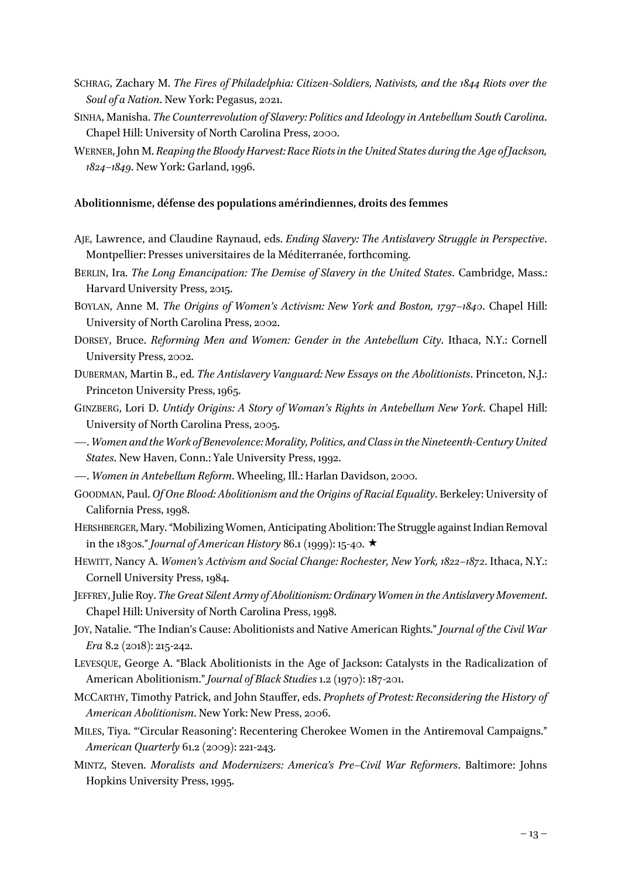SCHRAG, Zachary M. *The Fires of Philadelphia: Citizen-Soldiers, Nativists, and the 1844 Riots over the Soul of a Nation*. New York: Pegasus, 2021.

SINHA, Manisha. *The Counterrevolution of Slavery: Politics and Ideology in Antebellum South Carolina*. Chapel Hill: University of North Carolina Press, 2000.

WERNER, John M. *Reaping the Bloody Harvest: Race Riots in the United States during the Age of Jackson, 1824–1849*. New York: Garland, 1996.

**Abolitionnisme, défense des populations amérindiennes, droits des femmes**

AJE, Lawrence, and Claudine Raynaud, eds. *Ending Slavery: The Antislavery Struggle in Perspective*. Montpellier: Presses universitaires de la Méditerranée, forthcoming.

BERLIN, Ira. *The Long Emancipation: The Demise of Slavery in the United States*. Cambridge, Mass.: Harvard University Press, 2015.

BOYLAN, Anne M. *The Origins of Women's Activism: New York and Boston, 1797–1840*. Chapel Hill: University of North Carolina Press, 2002.

DORSEY, Bruce. *Reforming Men and Women: Gender in the Antebellum City*. Ithaca, N.Y.: Cornell University Press, 2002.

DUBERMAN, Martin B., ed. *The Antislavery Vanguard: New Essays on the Abolitionists*. Princeton, N.J.: Princeton University Press, 1965.

GINZBERG, Lori D. *Untidy Origins: A Story of Woman's Rights in Antebellum New York*. Chapel Hill: University of North Carolina Press, 2005.

—. *Women and the Work of Benevolence: Morality, Politics, and Class in the Nineteenth-Century United States*. New Haven, Conn.: Yale University Press, 1992.

—. *Women in Antebellum Reform*. Wheeling, Ill.: Harlan Davidson, 2000.

GOODMAN, Paul. *Of One Blood: Abolitionism and the Origins of Racial Equality*. Berkeley: University of California Press, 1998.

HERSHBERGER, Mary. "Mobilizing Women, Anticipating Abolition: The Struggle against Indian Removal in the 1830s." *Journal of American History* 86.1 (1999): 15-40. ★

HEWITT, Nancy A. *Women's Activism and Social Change: Rochester, New York, 1822–1872*. Ithaca, N.Y.: Cornell University Press, 1984.

JEFFREY, Julie Roy. *The Great Silent Army of Abolitionism: Ordinary Women in the Antislavery Movement*. Chapel Hill: University of North Carolina Press, 1998.

JOY, Natalie. "The Indian's Cause: Abolitionists and Native American Rights." *Journal of the Civil War Era* 8.2 (2018): 215-242.

LEVESQUE, George A. "Black Abolitionists in the Age of Jackson: Catalysts in the Radicalization of American Abolitionism." *Journal of Black Studies* 1.2 (1970): 187-201.

MCCARTHY, Timothy Patrick, and John Stauffer, eds. *Prophets of Protest: Reconsidering the History of American Abolitionism*. New York: New Press, 2006.

MILES, Tiya. "'Circular Reasoning': Recentering Cherokee Women in the Antiremoval Campaigns." *American Quarterly* 61.2 (2009): 221-243.

MINTZ, Steven. *Moralists and Modernizers: America's Pre–Civil War Reformers*. Baltimore: Johns Hopkins University Press, 1995.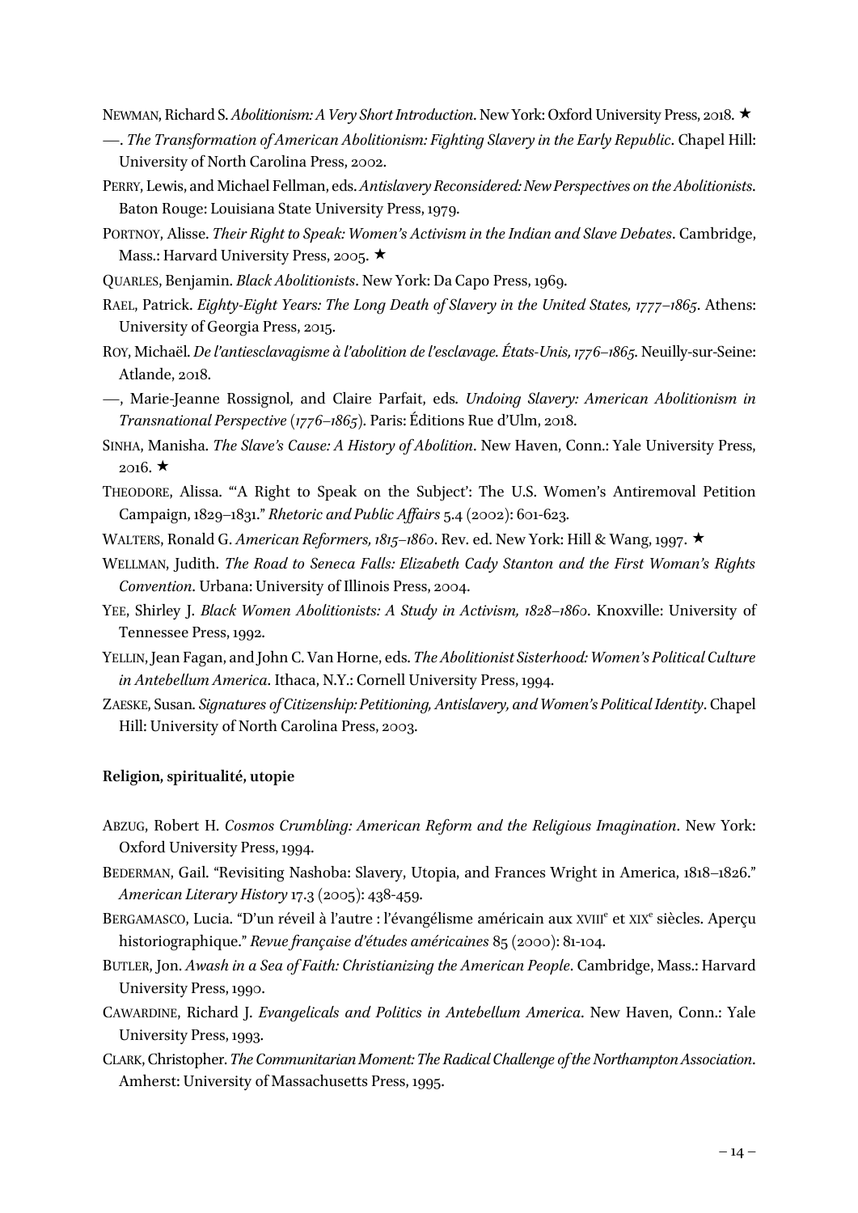NEWMAN, Richard S. *Abolitionism: A Very Short Introduction*. New York: Oxford University Press, 2018. ★

—. *The Transformation of American Abolitionism: Fighting Slavery in the Early Republic*. Chapel Hill: University of North Carolina Press, 2002.

PERRY, Lewis, and Michael Fellman, eds. *Antislavery Reconsidered: New Perspectives on the Abolitionists*. Baton Rouge: Louisiana State University Press, 1979.

PORTNOY, Alisse. *Their Right to Speak: Women's Activism in the Indian and Slave Debates*. Cambridge, Mass.: Harvard University Press, 2005. ★

QUARLES, Benjamin. *Black Abolitionists*. New York: Da Capo Press, 1969.

RAEL, Patrick. *Eighty-Eight Years: The Long Death of Slavery in the United States, 1777–1865*. Athens: University of Georgia Press, 2015.

ROY, Michaël. *De l'antiesclavagisme à l'abolition de l'esclavage. États-Unis, 1776–1865*. Neuilly-sur-Seine: Atlande, 2018.

—, Marie-Jeanne Rossignol, and Claire Parfait, eds. *Undoing Slavery: American Abolitionism in Transnational Perspective (1776–1865)*. Paris: Éditions Rue d'Ulm, 2018.

SINHA, Manisha. *The Slave's Cause: A History of Abolition*. New Haven, Conn.: Yale University Press, 2016. ★

THEODORE, Alissa. "'A Right to Speak on the Subject': The U.S. Women's Antiremoval Petition Campaign, 1829–1831." *Rhetoric and Public Affairs* 5.4 (2002): 601-623.

WALTERS, Ronald G. *American Reformers, 1815–1860*. Rev. ed. New York: Hill & Wang, 1997. ★

WELLMAN, Judith. *The Road to Seneca Falls: Elizabeth Cady Stanton and the First Woman's Rights Convention*. Urbana: University of Illinois Press, 2004.

YEE, Shirley J. *Black Women Abolitionists: A Study in Activism, 1828–1860*. Knoxville: University of Tennessee Press, 1992.

YELLIN, Jean Fagan, and John C. Van Horne, eds. *The Abolitionist Sisterhood: Women's Political Culture in Antebellum America*. Ithaca, N.Y.: Cornell University Press, 1994.

ZAESKE, Susan. *Signatures of Citizenship: Petitioning, Antislavery, and Women's Political Identity*. Chapel Hill: University of North Carolina Press, 2003.

**Religion, spiritualité, utopie**

ABZUG, Robert H. *Cosmos Crumbling: American Reform and the Religious Imagination*. New York: Oxford University Press, 1994.

BEDERMAN, Gail. "Revisiting Nashoba: Slavery, Utopia, and Frances Wright in America, 1818–1826." *American Literary History* 17.3 (2005): 438-459.

BERGAMASCO, Lucia. "D'un réveil à l'autre : l'évangélisme américain aux XVIII[e] et XIX[e] siècles. Aperçu historiographique." *Revue française d'études américaines* 85 (2000): 81-104.

BUTLER, Jon. *Awash in a Sea of Faith: Christianizing the American People*. Cambridge, Mass.: Harvard University Press, 1990.

CAWARDINE, Richard J. *Evangelicals and Politics in Antebellum America*. New Haven, Conn.: Yale University Press, 1993.

CLARK, Christopher. *The Communitarian Moment: The Radical Challenge of the Northampton Association*. Amherst: University of Massachusetts Press, 1995.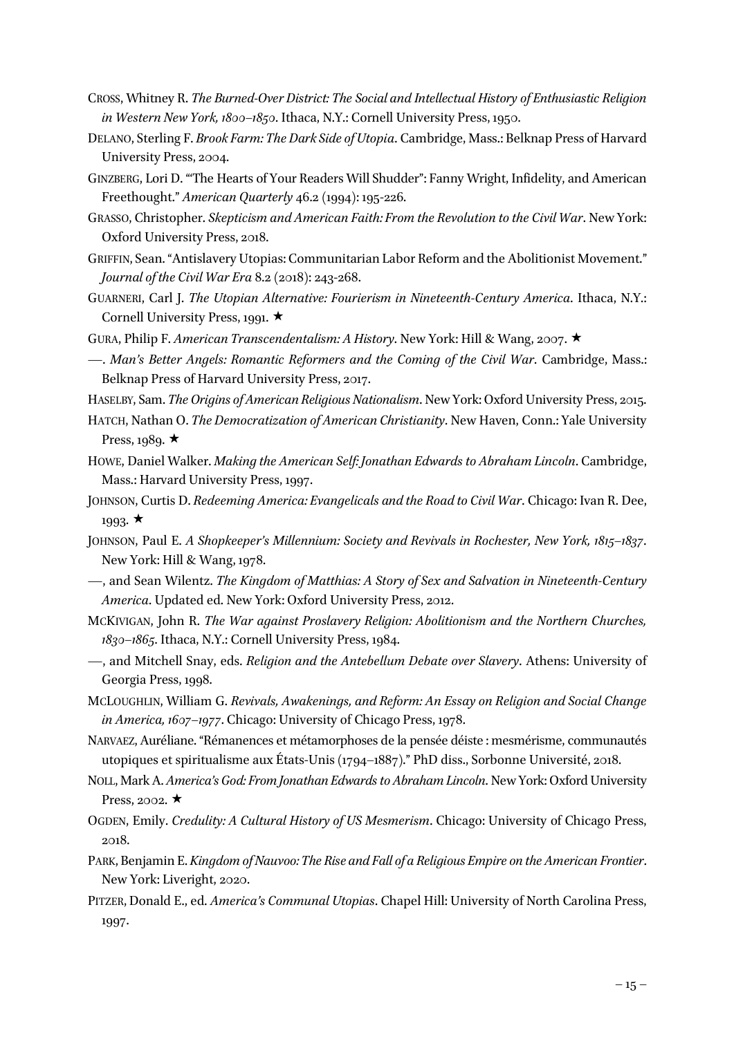CROSS, Whitney R. *The Burned-Over District: The Social and Intellectual History of Enthusiastic Religion in Western New York, 1800–1850*. Ithaca, N.Y.: Cornell University Press, 1950.

DELANO, Sterling F. *Brook Farm: The Dark Side of Utopia*. Cambridge, Mass.: Belknap Press of Harvard University Press, 2004.

GINZBERG, Lori D. "'The Hearts of Your Readers Will Shudder": Fanny Wright, Infidelity, and American Freethought." *American Quarterly* 46.2 (1994): 195-226.

GRASSO, Christopher. *Skepticism and American Faith: From the Revolution to the Civil War*. New York: Oxford University Press, 2018.

GRIFFIN, Sean. "Antislavery Utopias: Communitarian Labor Reform and the Abolitionist Movement." *Journal of the Civil War Era* 8.2 (2018): 243-268.

GUARNERI, Carl J. *The Utopian Alternative: Fourierism in Nineteenth-Century America*. Ithaca, N.Y.: Cornell University Press, 1991. ★

GURA, Philip F. *American Transcendentalism: A History*. New York: Hill & Wang, 2007. ★

—. *Man's Better Angels: Romantic Reformers and the Coming of the Civil War*. Cambridge, Mass.: Belknap Press of Harvard University Press, 2017.

HASELBY, Sam. *The Origins of American Religious Nationalism*. New York: Oxford University Press, 2015.

HATCH, Nathan O. *The Democratization of American Christianity*. New Haven, Conn.: Yale University Press, 1989. ★

HOWE, Daniel Walker. *Making the American Self: Jonathan Edwards to Abraham Lincoln*. Cambridge, Mass.: Harvard University Press, 1997.

JOHNSON, Curtis D. *Redeeming America: Evangelicals and the Road to Civil War*. Chicago: Ivan R. Dee, 1993. ★

JOHNSON, Paul E. *A Shopkeeper's Millennium: Society and Revivals in Rochester, New York, 1815–1837*. New York: Hill & Wang, 1978.

—, and Sean Wilentz. *The Kingdom of Matthias: A Story of Sex and Salvation in Nineteenth-Century America*. Updated ed. New York: Oxford University Press, 2012.

MCKIVIGAN, John R. *The War against Proslavery Religion: Abolitionism and the Northern Churches, 1830–1865*. Ithaca, N.Y.: Cornell University Press, 1984.

—, and Mitchell Snay, eds. *Religion and the Antebellum Debate over Slavery*. Athens: University of Georgia Press, 1998.

MCLOUGHLIN, William G. *Revivals, Awakenings, and Reform: An Essay on Religion and Social Change in America, 1607–1977*. Chicago: University of Chicago Press, 1978.

NARVAEZ, Auréliane. "Rémanences et métamorphoses de la pensée déiste : mesmérisme, communautés utopiques et spiritualisme aux États-Unis (1794–1887)." PhD diss., Sorbonne Université, 2018.

NOLL, Mark A. *America's God: From Jonathan Edwards to Abraham Lincoln*. New York: Oxford University Press, 2002. ★

OGDEN, Emily. *Credulity: A Cultural History of US Mesmerism*. Chicago: University of Chicago Press, 2018.

PARK, Benjamin E. *Kingdom of Nauvoo: The Rise and Fall of a Religious Empire on the American Frontier*. New York: Liveright, 2020.

PITZER, Donald E., ed. *America's Communal Utopias*. Chapel Hill: University of North Carolina Press, 1997.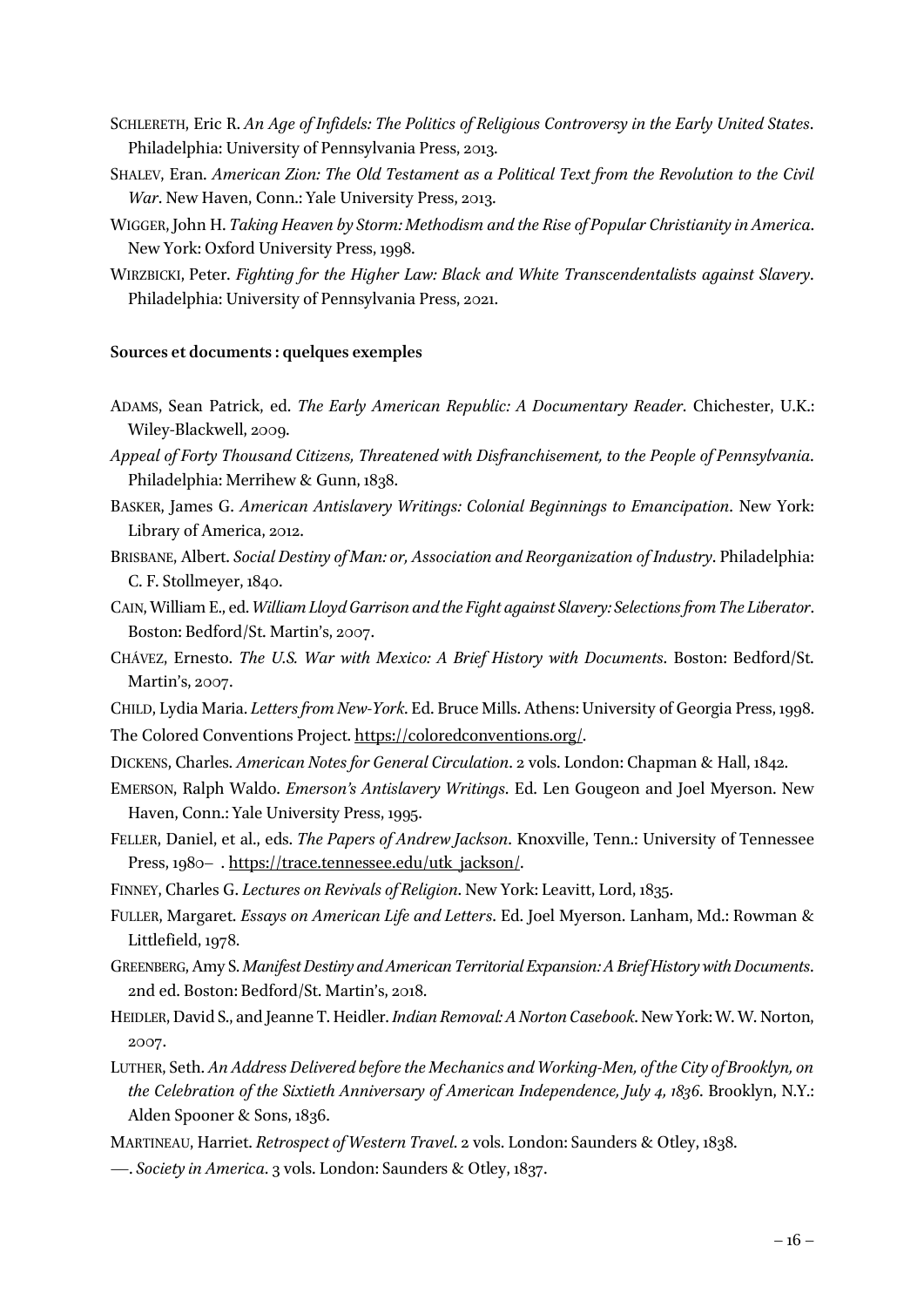SCHLERETH, Eric R. *An Age of Infidels: The Politics of Religious Controversy in the Early United States*. Philadelphia: University of Pennsylvania Press, 2013.

SHALEV, Eran. *American Zion: The Old Testament as a Political Text from the Revolution to the Civil War*. New Haven, Conn.: Yale University Press, 2013.

WIGGER, John H. *Taking Heaven by Storm: Methodism and the Rise of Popular Christianity in America*. New York: Oxford University Press, 1998.

WIRZBICKI, Peter. *Fighting for the Higher Law: Black and White Transcendentalists against Slavery*. Philadelphia: University of Pennsylvania Press, 2021.

**Sources et documents : quelques exemples**

ADAMS, Sean Patrick, ed. *The Early American Republic: A Documentary Reader*. Chichester, U.K.: Wiley-Blackwell, 2009.

*Appeal of Forty Thousand Citizens, Threatened with Disfranchisement, to the People of Pennsylvania*. Philadelphia: Merrihew & Gunn, 1838.

BASKER, James G. *American Antislavery Writings: Colonial Beginnings to Emancipation*. New York: Library of America, 2012.

BRISBANE, Albert. *Social Destiny of Man: or, Association and Reorganization of Industry*. Philadelphia: C. F. Stollmeyer, 1840.

CAIN, William E., ed. *William Lloyd Garrison and the Fight against Slavery: Selections from The Liberator*. Boston: Bedford/St. Martin's, 2007.

CHÁVEZ, Ernesto. *The U.S. War with Mexico: A Brief History with Documents*. Boston: Bedford/St. Martin's, 2007.

CHILD, Lydia Maria. *Letters from New-York*. Ed. Bruce Mills. Athens: University of Georgia Press, 1998.

The Colored Conventions Project. https://coloredconventions.org/.

DICKENS, Charles. *American Notes for General Circulation*. 2 vols. London: Chapman & Hall, 1842.

EMERSON, Ralph Waldo. *Emerson's Antislavery Writings*. Ed. Len Gougeon and Joel Myerson. New Haven, Conn.: Yale University Press, 1995.

FELLER, Daniel, et al., eds. *The Papers of Andrew Jackson*. Knoxville, Tenn.: University of Tennessee Press, 1980– . https://trace.tennessee.edu/utk_jackson/.

FINNEY, Charles G. *Lectures on Revivals of Religion*. New York: Leavitt, Lord, 1835.

FULLER, Margaret. *Essays on American Life and Letters*. Ed. Joel Myerson. Lanham, Md.: Rowman & Littlefield, 1978.

GREENBERG, Amy S. *Manifest Destiny and American Territorial Expansion: A Brief History with Documents*. 2nd ed. Boston: Bedford/St. Martin's, 2018.

HEIDLER, David S., and Jeanne T. Heidler. *Indian Removal: A Norton Casebook*. New York: W. W. Norton, 2007.

LUTHER, Seth. *An Address Delivered before the Mechanics and Working-Men, of the City of Brooklyn, on the Celebration of the Sixtieth Anniversary of American Independence, July 4, 1836*. Brooklyn, N.Y.: Alden Spooner & Sons, 1836.

MARTINEAU, Harriet. *Retrospect of Western Travel*. 2 vols. London: Saunders & Otley, 1838.

—. *Society in America*. 3 vols. London: Saunders & Otley, 1837.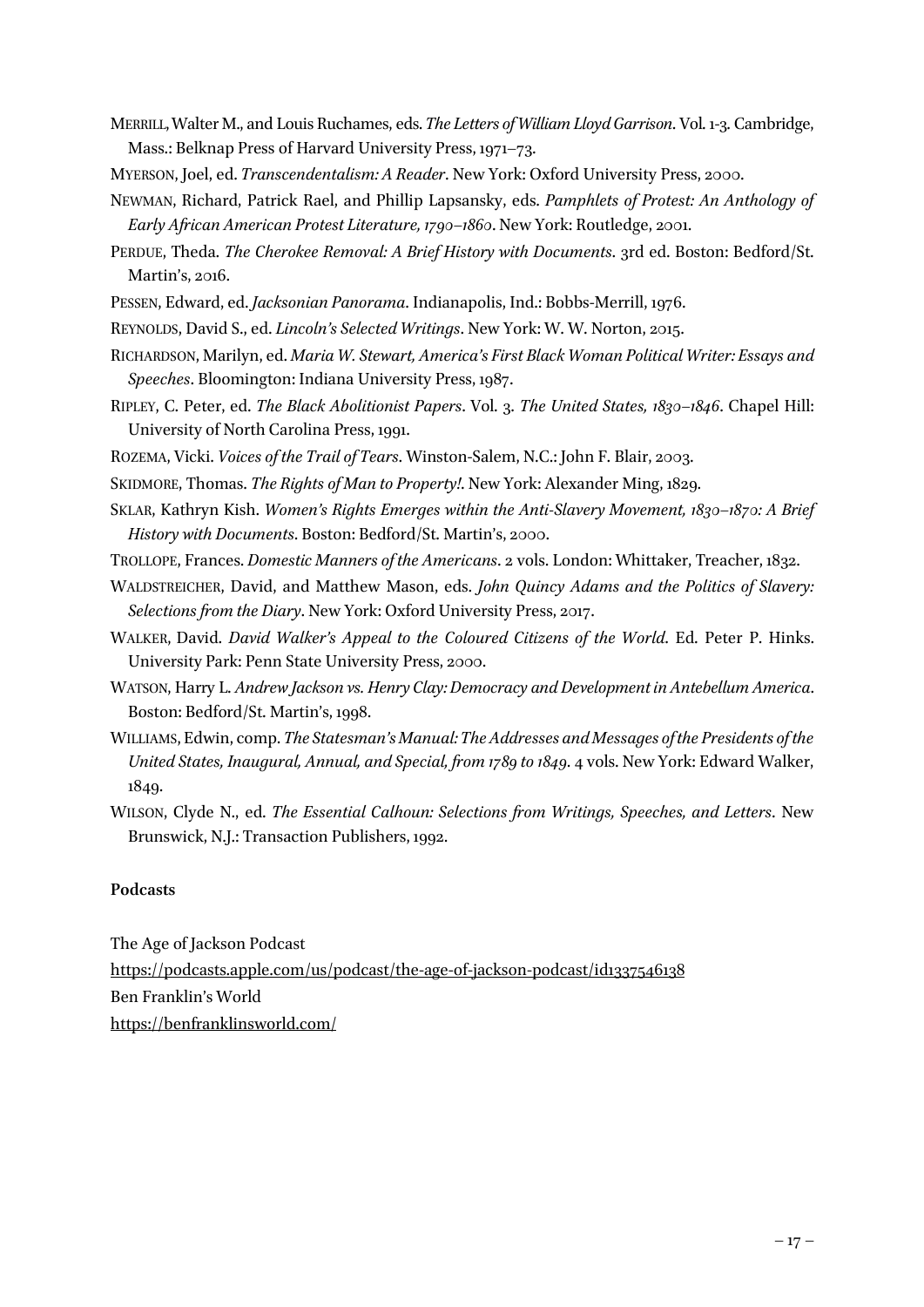MERRILL, Walter M., and Louis Ruchames, eds. *The Letters of William Lloyd Garrison*. Vol. 1-3. Cambridge, Mass.: Belknap Press of Harvard University Press, 1971–73.

MYERSON, Joel, ed. *Transcendentalism: A Reader*. New York: Oxford University Press, 2000.

NEWMAN, Richard, Patrick Rael, and Phillip Lapsansky, eds. *Pamphlets of Protest: An Anthology of Early African American Protest Literature, 1790–1860*. New York: Routledge, 2001.

PERDUE, Theda. *The Cherokee Removal: A Brief History with Documents*. 3rd ed. Boston: Bedford/St. Martin's, 2016.

PESSEN, Edward, ed. *Jacksonian Panorama*. Indianapolis, Ind.: Bobbs-Merrill, 1976.

REYNOLDS, David S., ed. *Lincoln's Selected Writings*. New York: W. W. Norton, 2015.

RICHARDSON, Marilyn, ed. *Maria W. Stewart, America's First Black Woman Political Writer: Essays and Speeches*. Bloomington: Indiana University Press, 1987.

RIPLEY, C. Peter, ed. *The Black Abolitionist Papers*. Vol. 3. *The United States, 1830–1846*. Chapel Hill: University of North Carolina Press, 1991.

ROZEMA, Vicki. *Voices of the Trail of Tears*. Winston-Salem, N.C.: John F. Blair, 2003.

SKIDMORE, Thomas. *The Rights of Man to Property!*. New York: Alexander Ming, 1829.

SKLAR, Kathryn Kish. *Women's Rights Emerges within the Anti-Slavery Movement, 1830–1870: A Brief History with Documents*. Boston: Bedford/St. Martin's, 2000.

TROLLOPE, Frances. *Domestic Manners of the Americans*. 2 vols. London: Whittaker, Treacher, 1832.

WALDSTREICHER, David, and Matthew Mason, eds. *John Quincy Adams and the Politics of Slavery: Selections from the Diary*. New York: Oxford University Press, 2017.

WALKER, David. *David Walker's Appeal to the Coloured Citizens of the World*. Ed. Peter P. Hinks. University Park: Penn State University Press, 2000.

WATSON, Harry L. *Andrew Jackson vs. Henry Clay: Democracy and Development in Antebellum America*. Boston: Bedford/St. Martin's, 1998.

WILLIAMS, Edwin, comp. *The Statesman's Manual: The Addresses and Messages of the Presidents of the United States, Inaugural, Annual, and Special, from 1789 to 1849*. 4 vols. New York: Edward Walker, 1849.

WILSON, Clyde N., ed. *The Essential Calhoun: Selections from Writings, Speeches, and Letters*. New Brunswick, N.J.: Transaction Publishers, 1992.

**Podcasts**

The Age of Jackson Podcast
https://podcasts.apple.com/us/podcast/the-age-of-jackson-podcast/id1337546138
Ben Franklin's World
https://benfranklinsworld.com/